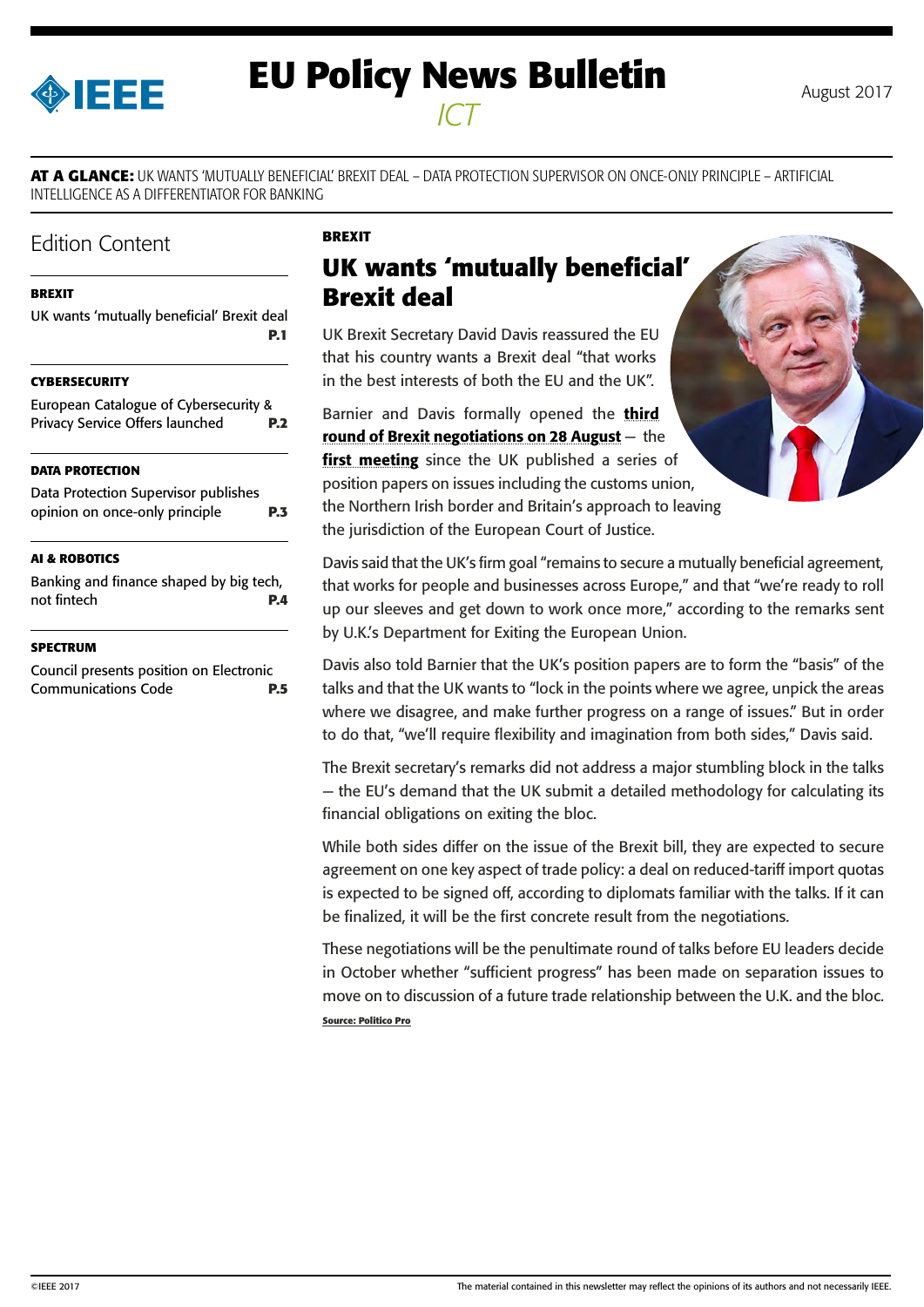# EU Policy News Bulletin

*ICT*

August 2017

**AT A GLANCE:** UK WANTS 'MUTUALLY BENEFICIAL' BREXIT DEAL – DATA PROTECTION SUPERVISOR ON ONCE-ONLY PRINCIPLE – ARTIFICIAL INTELLIGENCE AS A DIFFERENTIATOR FOR BANKING

## Edition Content

**BREXIT**

UK wants 'mutually beneficial' Brexit deal **P.1**

**CYBERSECURITY**

European Catalogue of Cybersecurity & Privacy Service Offers launched **P.2**

**DATA PROTECTION**

Data Protection Supervisor publishes opinion on once-only principle **P.3**

**AI & ROBOTICS**

Banking and finance shaped by big tech, not fintech **P.4**

**SPECTRUM**

Council presents position on Electronic Communications Code **P.5**

**BREXIT**

## UK wants 'mutually beneficial' Brexit deal

UK Brexit Secretary David Davis reassured the EU that his country wants a Brexit deal "that works in the best interests of both the EU and the UK".

Barnier and Davis formally opened the **third round of Brexit negotiations on 28 August** — the **first meeting** since the UK published a series of position papers on issues including the customs union, the Northern Irish border and Britain's approach to leaving the jurisdiction of the European Court of Justice.

Davis said that the UK's firm goal "remains to secure a mutually beneficial agreement, that works for people and businesses across Europe," and that "we're ready to roll up our sleeves and get down to work once more," according to the remarks sent by U.K.'s Department for Exiting the European Union.

Davis also told Barnier that the UK's position papers are to form the "basis" of the talks and that the UK wants to "lock in the points where we agree, unpick the areas where we disagree, and make further progress on a range of issues." But in order to do that, "we'll require flexibility and imagination from both sides," Davis said.

The Brexit secretary's remarks did not address a major stumbling block in the talks — the EU's demand that the UK submit a detailed methodology for calculating its financial obligations on exiting the bloc.

While both sides differ on the issue of the Brexit bill, they are expected to secure agreement on one key aspect of trade policy: a deal on reduced-tariff import quotas is expected to be signed off, according to diplomats familiar with the talks. If it can be finalized, it will be the first concrete result from the negotiations.

These negotiations will be the penultimate round of talks before EU leaders decide in October whether "sufficient progress" has been made on separation issues to move on to discussion of a future trade relationship between the U.K. and the bloc.

**Source: Politico Pro**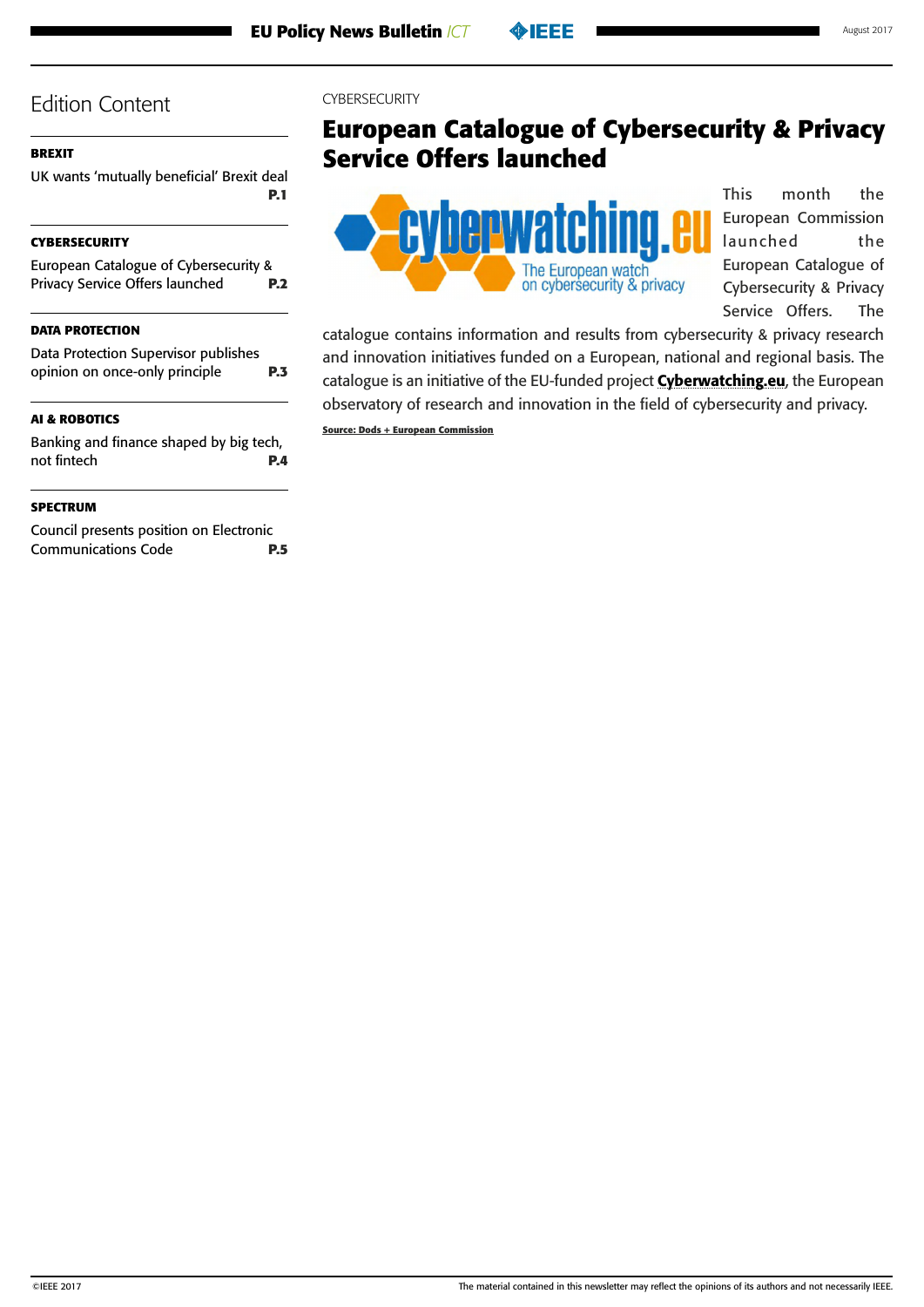## Edition Content

**BREXIT**

UK wants 'mutually beneficial' Brexit deal **P.1**

**CYBERSECURITY**

European Catalogue of Cybersecurity & Privacy Service Offers launched **P.2**

**DATA PROTECTION**

Data Protection Supervisor publishes opinion on once-only principle **P.3**

**AI & ROBOTICS**

Banking and finance shaped by big tech, not fintech **P.4**

**SPECTRUM**

Council presents position on Electronic Communications Code **P.5**

CYBERSECURITY

# European Catalogue of Cybersecurity & Privacy Service Offers launched

This month the European Commission launched the European Catalogue of Cybersecurity & Privacy Service Offers. The catalogue contains information and results from cybersecurity & privacy research and innovation initiatives funded on a European, national and regional basis. The catalogue is an initiative of the EU-funded project **Cyberwatching.eu**, the European observatory of research and innovation in the field of cybersecurity and privacy.

**Source: Dods + European Commission**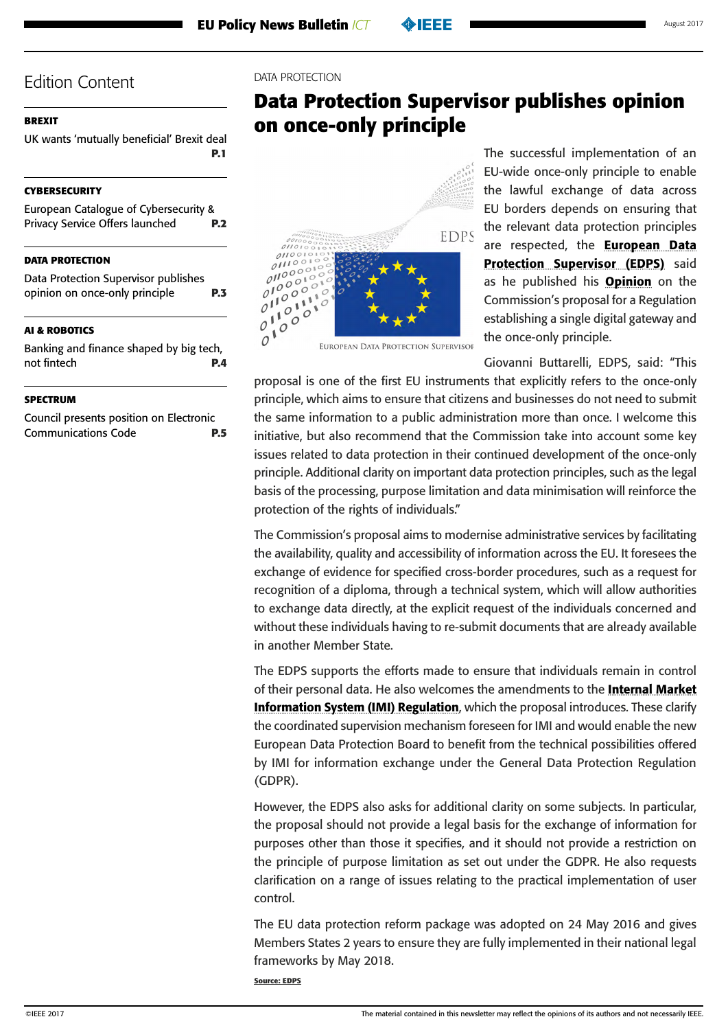## Edition Content

**BREXIT**

UK wants 'mutually beneficial' Brexit deal **P.1**

**CYBERSECURITY**

European Catalogue of Cybersecurity & Privacy Service Offers launched **P.2**

**DATA PROTECTION**

Data Protection Supervisor publishes opinion on once-only principle **P.3**

**AI & ROBOTICS**

Banking and finance shaped by big tech, not fintech **P.4**

**SPECTRUM**

Council presents position on Electronic Communications Code **P.5**

DATA PROTECTION

# Data Protection Supervisor publishes opinion on once-only principle

The successful implementation of an EU-wide once-only principle to enable the lawful exchange of data across EU borders depends on ensuring that the relevant data protection principles are respected, the **European Data Protection Supervisor (EDPS)** said as he published his **Opinion** on the Commission's proposal for a Regulation establishing a single digital gateway and the once-only principle.

Giovanni Buttarelli, EDPS, said: "This proposal is one of the first EU instruments that explicitly refers to the once-only principle, which aims to ensure that citizens and businesses do not need to submit the same information to a public administration more than once. I welcome this initiative, but also recommend that the Commission take into account some key issues related to data protection in their continued development of the once-only principle. Additional clarity on important data protection principles, such as the legal basis of the processing, purpose limitation and data minimisation will reinforce the protection of the rights of individuals."

The Commission's proposal aims to modernise administrative services by facilitating the availability, quality and accessibility of information across the EU. It foresees the exchange of evidence for specified cross-border procedures, such as a request for recognition of a diploma, through a technical system, which will allow authorities to exchange data directly, at the explicit request of the individuals concerned and without these individuals having to re-submit documents that are already available in another Member State.

The EDPS supports the efforts made to ensure that individuals remain in control of their personal data. He also welcomes the amendments to the **Internal Market Information System (IMI) Regulation**, which the proposal introduces. These clarify the coordinated supervision mechanism foreseen for IMI and would enable the new European Data Protection Board to benefit from the technical possibilities offered by IMI for information exchange under the General Data Protection Regulation (GDPR).

However, the EDPS also asks for additional clarity on some subjects. In particular, the proposal should not provide a legal basis for the exchange of information for purposes other than those it specifies, and it should not provide a restriction on the principle of purpose limitation as set out under the GDPR. He also requests clarification on a range of issues relating to the practical implementation of user control.

The EU data protection reform package was adopted on 24 May 2016 and gives Members States 2 years to ensure they are fully implemented in their national legal frameworks by May 2018.

**Source: EDPS**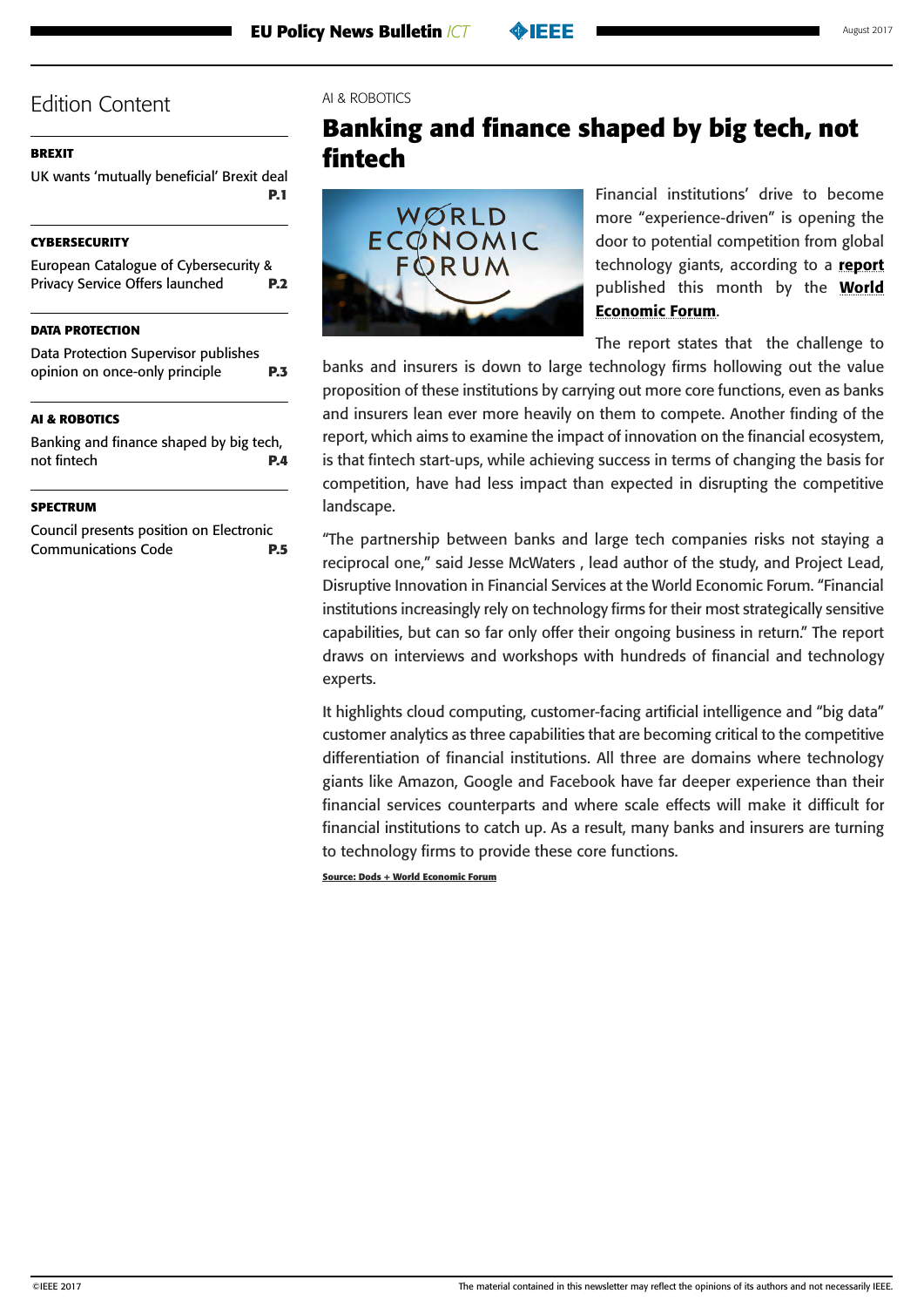## Edition Content

**BREXIT**

UK wants 'mutually beneficial' Brexit deal **P.1**

**CYBERSECURITY**

European Catalogue of Cybersecurity & Privacy Service Offers launched **P.2**

**DATA PROTECTION**

Data Protection Supervisor publishes opinion on once-only principle **P.3**

**AI & ROBOTICS**

Banking and finance shaped by big tech, not fintech **P.4**

**SPECTRUM**

Council presents position on Electronic Communications Code **P.5**

AI & ROBOTICS

# Banking and finance shaped by big tech, not fintech

Financial institutions' drive to become more "experience-driven" is opening the door to potential competition from global technology giants, according to a **report** published this month by the **World Economic Forum**.

The report states that the challenge to banks and insurers is down to large technology firms hollowing out the value proposition of these institutions by carrying out more core functions, even as banks and insurers lean ever more heavily on them to compete. Another finding of the report, which aims to examine the impact of innovation on the financial ecosystem, is that fintech start-ups, while achieving success in terms of changing the basis for competition, have had less impact than expected in disrupting the competitive landscape.

"The partnership between banks and large tech companies risks not staying a reciprocal one," said Jesse McWaters , lead author of the study, and Project Lead, Disruptive Innovation in Financial Services at the World Economic Forum. "Financial institutions increasingly rely on technology firms for their most strategically sensitive capabilities, but can so far only offer their ongoing business in return." The report draws on interviews and workshops with hundreds of financial and technology experts.

It highlights cloud computing, customer-facing artificial intelligence and "big data" customer analytics as three capabilities that are becoming critical to the competitive differentiation of financial institutions. All three are domains where technology giants like Amazon, Google and Facebook have far deeper experience than their financial services counterparts and where scale effects will make it difficult for financial institutions to catch up. As a result, many banks and insurers are turning to technology firms to provide these core functions.

**Source: Dods + World Economic Forum**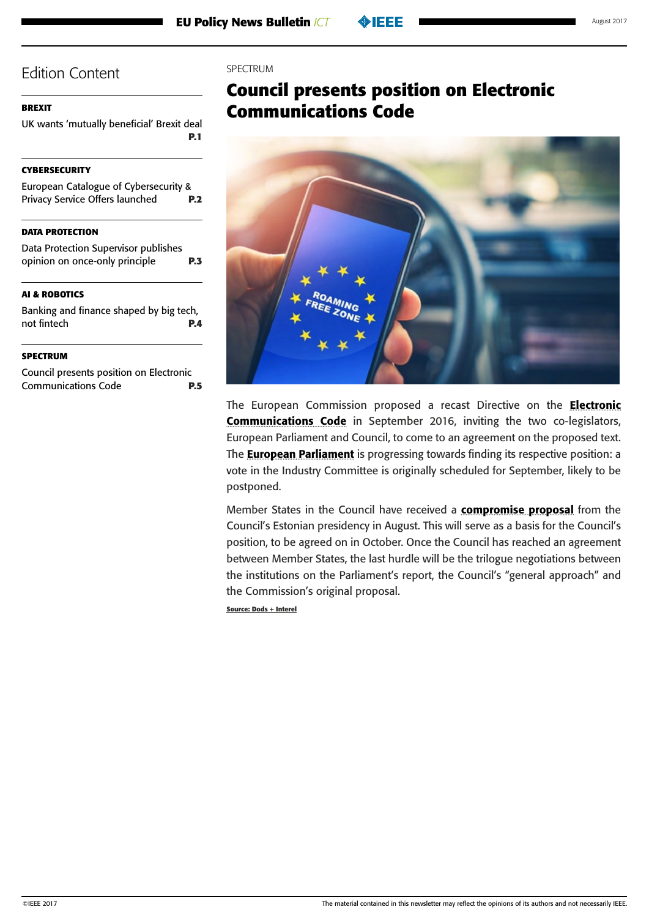# Edition Content

**BREXIT**

UK wants 'mutually beneficial' Brexit deal **P.1**

**CYBERSECURITY**

European Catalogue of Cybersecurity & Privacy Service Offers launched **P.2**

**DATA PROTECTION**

Data Protection Supervisor publishes opinion on once-only principle **P.3**

**AI & ROBOTICS**

Banking and finance shaped by big tech, not fintech **P.4**

**SPECTRUM**

Council presents position on Electronic Communications Code **P.5**

SPECTRUM

## Council presents position on Electronic Communications Code

The European Commission proposed a recast Directive on the **Electronic Communications Code** in September 2016, inviting the two co-legislators, European Parliament and Council, to come to an agreement on the proposed text. The **European Parliament** is progressing towards finding its respective position: a vote in the Industry Committee is originally scheduled for September, likely to be postponed.

Member States in the Council have received a **compromise proposal** from the Council's Estonian presidency in August. This will serve as a basis for the Council's position, to be agreed on in October. Once the Council has reached an agreement between Member States, the last hurdle will be the trilogue negotiations between the institutions on the Parliament's report, the Council's "general approach" and the Commission's original proposal.

**Source: Dods + Interel**